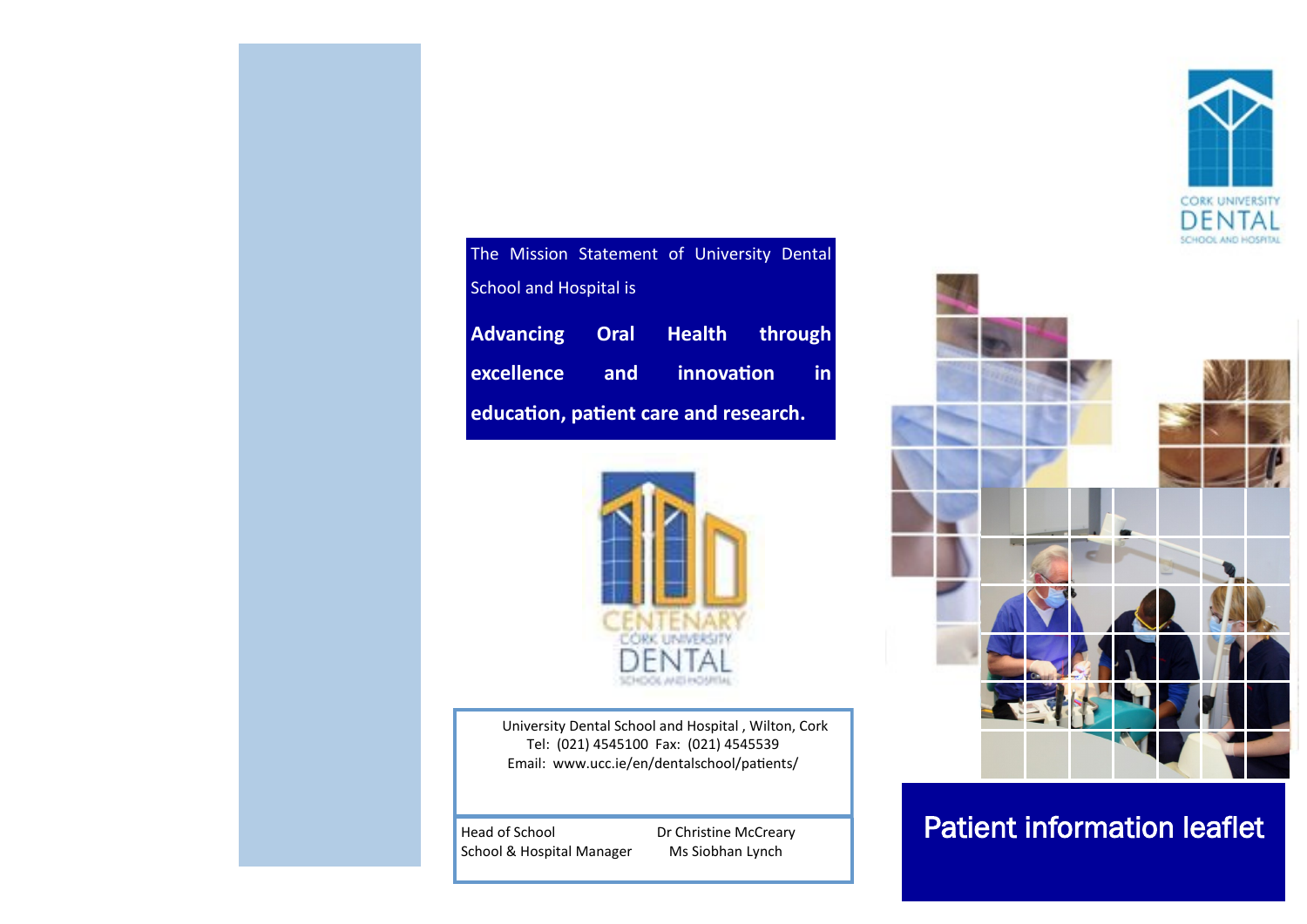The Mission Statement of University Dental School and Hospital is

**Advancing Oral Health through excellence and innovation in education, patient care and research.**

University Dental School and Hospital , Wilton, Cork
Tel: (021) 4545100 Fax: (021) 4545539
Email: www.ucc.ie/en/dentalschool/patients/

| | |
|---|---|
| Head of School | Dr Christine McCreary |
| School & Hospital Manager | Ms Siobhan Lynch |

# Patient information leaflet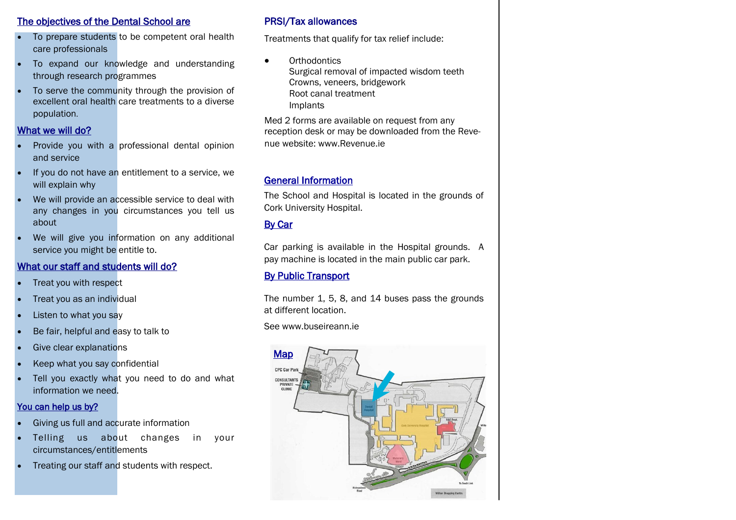## The objectives of the Dental School are

- To prepare students to be competent oral health care professionals
- To expand our knowledge and understanding through research programmes
- To serve the community through the provision of excellent oral health care treatments to a diverse population.

## What we will do?

- Provide you with a professional dental opinion and service
- If you do not have an entitlement to a service, we will explain why
- We will provide an accessible service to deal with any changes in you circumstances you tell us about
- We will give you information on any additional service you might be entitle to.

## What our staff and students will do?

- Treat you with respect
- Treat you as an individual
- Listen to what you say
- Be fair, helpful and easy to talk to
- Give clear explanations
- Keep what you say confidential
- Tell you exactly what you need to do and what information we need.

## You can help us by?

- Giving us full and accurate information
- Telling us about changes in your circumstances/entitlements
- Treating our staff and students with respect.

## PRSI/Tax allowances

Treatments that qualify for tax relief include:

- Orthodontics
  Surgical removal of impacted wisdom teeth
  Crowns, veneers, bridgework
  Root canal treatment
  Implants

Med 2 forms are available on request from any reception desk or may be downloaded from the Revenue website: www.Revenue.ie

## General Information

The School and Hospital is located in the grounds of Cork University Hospital.

## By Car

Car parking is available in the Hospital grounds. A pay machine is located in the main public car park.

## By Public Transport

The number 1, 5, 8, and 14 buses pass the grounds at different location.

See www.buseireann.ie

## Map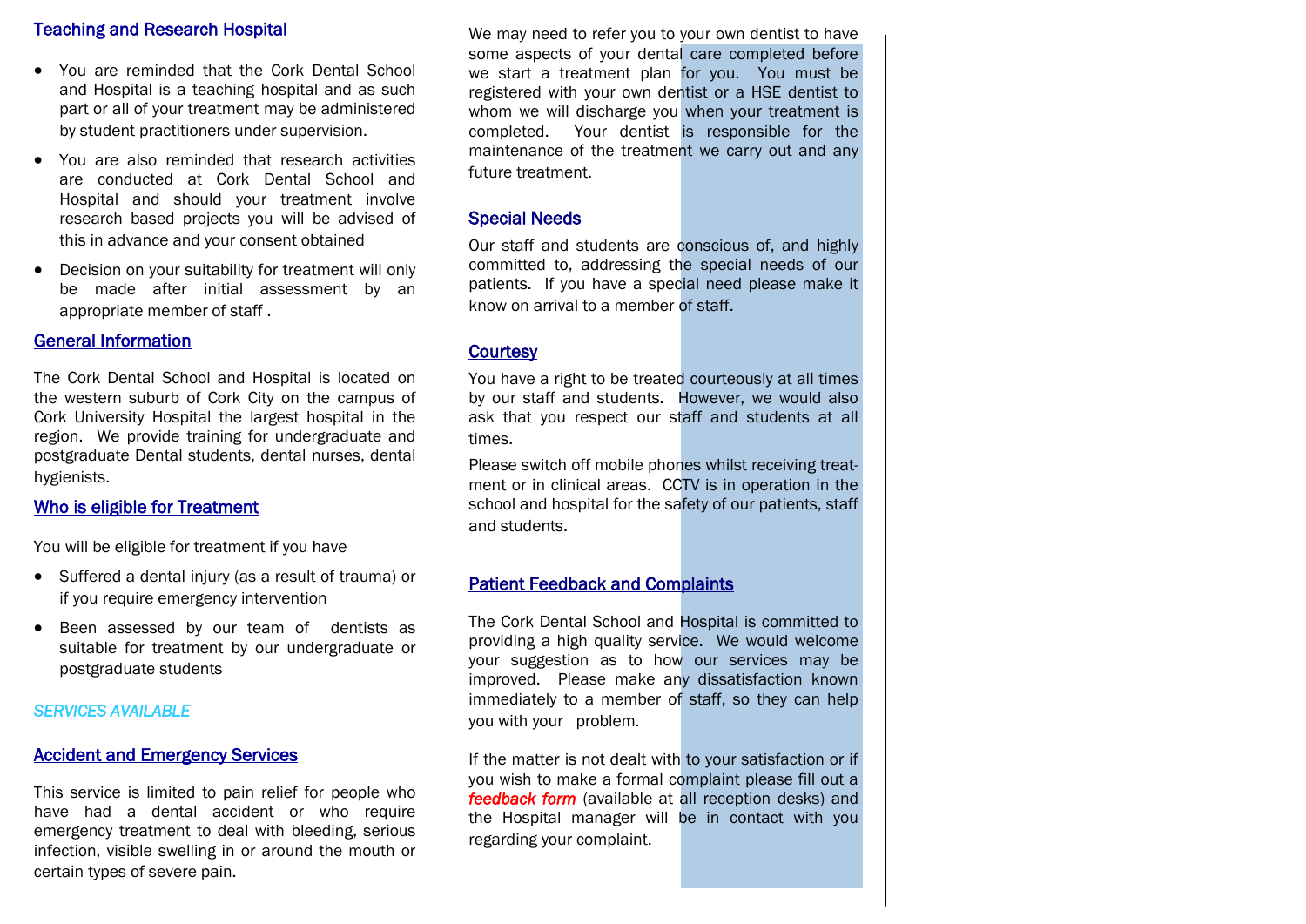## Teaching and Research Hospital

- You are reminded that the Cork Dental School and Hospital is a teaching hospital and as such part or all of your treatment may be administered by student practitioners under supervision.
- You are also reminded that research activities are conducted at Cork Dental School and Hospital and should your treatment involve research based projects you will be advised of this in advance and your consent obtained
- Decision on your suitability for treatment will only be made after initial assessment by an appropriate member of staff .

## General Information

The Cork Dental School and Hospital is located on the western suburb of Cork City on the campus of Cork University Hospital the largest hospital in the region. We provide training for undergraduate and postgraduate Dental students, dental nurses, dental hygienists.

## Who is eligible for Treatment

You will be eligible for treatment if you have

- Suffered a dental injury (as a result of trauma) or if you require emergency intervention
- Been assessed by our team of dentists as suitable for treatment by our undergraduate or postgraduate students

## *SERVICES AVAILABLE*

## Accident and Emergency Services

This service is limited to pain relief for people who have had a dental accident or who require emergency treatment to deal with bleeding, serious infection, visible swelling in or around the mouth or certain types of severe pain.

We may need to refer you to your own dentist to have some aspects of your dental care completed before we start a treatment plan for you. You must be registered with your own dentist or a HSE dentist to whom we will discharge you when your treatment is completed. Your dentist is responsible for the maintenance of the treatment we carry out and any future treatment.

## Special Needs

Our staff and students are conscious of, and highly committed to, addressing the special needs of our patients. If you have a special need please make it know on arrival to a member of staff.

## Courtesy

You have a right to be treated courteously at all times by our staff and students. However, we would also ask that you respect our staff and students at all times.

Please switch off mobile phones whilst receiving treatment or in clinical areas. CCTV is in operation in the school and hospital for the safety of our patients, staff and students.

## Patient Feedback and Complaints

The Cork Dental School and Hospital is committed to providing a high quality service. We would welcome your suggestion as to how our services may be improved. Please make any dissatisfaction known immediately to a member of staff, so they can help you with your problem.

If the matter is not dealt with to your satisfaction or if you wish to make a formal complaint please fill out a ***feedback form*** (available at all reception desks) and the Hospital manager will be in contact with you regarding your complaint.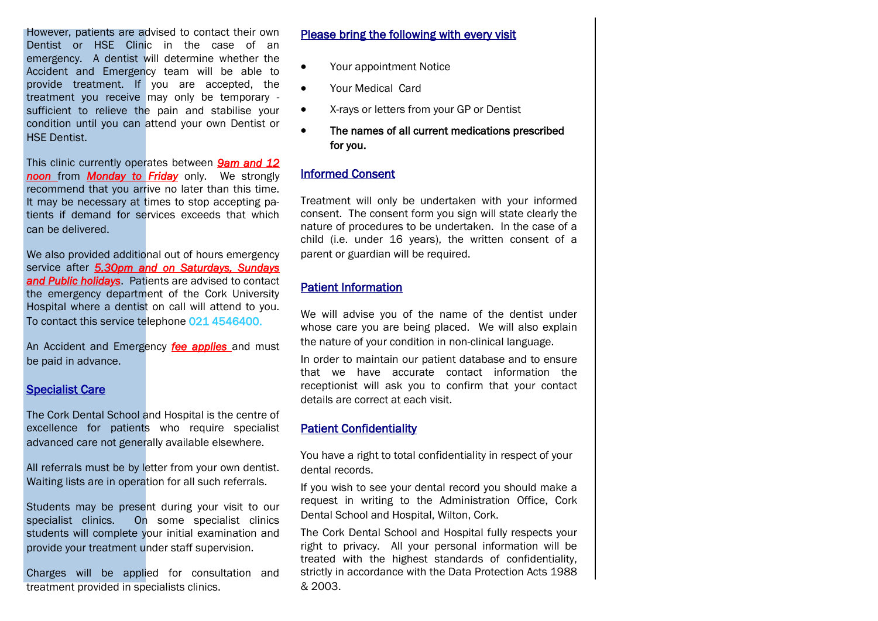However, patients are advised to contact their own Dentist or HSE Clinic in the case of an emergency. A dentist will determine whether the Accident and Emergency team will be able to provide treatment. If you are accepted, the treatment you receive may only be temporary - sufficient to relieve the pain and stabilise your condition until you can attend your own Dentist or HSE Dentist.

This clinic currently operates between ***9am and 12 noon*** from ***Monday to Friday*** only. We strongly recommend that you arrive no later than this time. It may be necessary at times to stop accepting patients if demand for services exceeds that which can be delivered.

We also provided additional out of hours emergency service after ***5.30pm and on Saturdays, Sundays and Public holidays***. Patients are advised to contact the emergency department of the Cork University Hospital where a dentist on call will attend to you. To contact this service telephone **021 4546400.**

An Accident and Emergency ***fee applies*** and must be paid in advance.

## Specialist Care

The Cork Dental School and Hospital is the centre of excellence for patients who require specialist advanced care not generally available elsewhere.

All referrals must be by letter from your own dentist. Waiting lists are in operation for all such referrals.

Students may be present during your visit to our specialist clinics. On some specialist clinics students will complete your initial examination and provide your treatment under staff supervision.

Charges will be applied for consultation and treatment provided in specialists clinics.

## Please bring the following with every visit

- Your appointment Notice
- Your Medical Card
- X-rays or letters from your GP or Dentist
- **The names of all current medications prescribed for you.**

## Informed Consent

Treatment will only be undertaken with your informed consent. The consent form you sign will state clearly the nature of procedures to be undertaken. In the case of a child (i.e. under 16 years), the written consent of a parent or guardian will be required.

## Patient Information

We will advise you of the name of the dentist under whose care you are being placed. We will also explain the nature of your condition in non-clinical language.

In order to maintain our patient database and to ensure that we have accurate contact information the receptionist will ask you to confirm that your contact details are correct at each visit.

## Patient Confidentiality

You have a right to total confidentiality in respect of your dental records.

If you wish to see your dental record you should make a request in writing to the Administration Office, Cork Dental School and Hospital, Wilton, Cork.

The Cork Dental School and Hospital fully respects your right to privacy. All your personal information will be treated with the highest standards of confidentiality, strictly in accordance with the Data Protection Acts 1988 & 2003.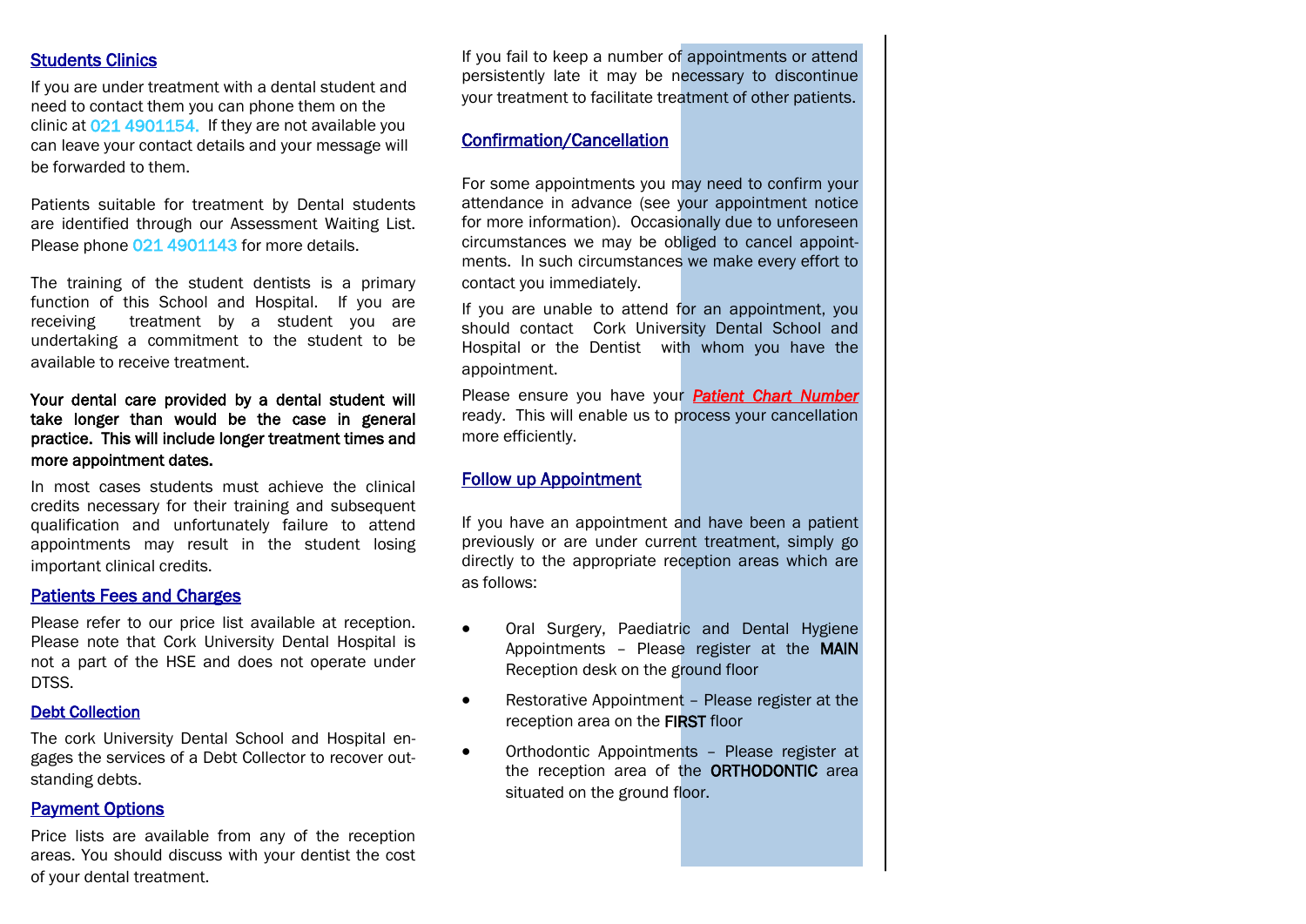## Students Clinics

If you are under treatment with a dental student and need to contact them you can phone them on the clinic at 021 4901154. If they are not available you can leave your contact details and your message will be forwarded to them.

Patients suitable for treatment by Dental students are identified through our Assessment Waiting List. Please phone 021 4901143 for more details.

The training of the student dentists is a primary function of this School and Hospital. If you are receiving treatment by a student you are undertaking a commitment to the student to be available to receive treatment.

**Your dental care provided by a dental student will take longer than would be the case in general practice. This will include longer treatment times and more appointment dates.**

In most cases students must achieve the clinical credits necessary for their training and subsequent qualification and unfortunately failure to attend appointments may result in the student losing important clinical credits.

## Patients Fees and Charges

Please refer to our price list available at reception. Please note that Cork University Dental Hospital is not a part of the HSE and does not operate under DTSS.

### Debt Collection

The cork University Dental School and Hospital engages the services of a Debt Collector to recover outstanding debts.

## Payment Options

Price lists are available from any of the reception areas. You should discuss with your dentist the cost of your dental treatment.

If you fail to keep a number of appointments or attend persistently late it may be necessary to discontinue your treatment to facilitate treatment of other patients.

## Confirmation/Cancellation

For some appointments you may need to confirm your attendance in advance (see your appointment notice for more information). Occasionally due to unforeseen circumstances we may be obliged to cancel appointments. In such circumstances we make every effort to contact you immediately.

If you are unable to attend for an appointment, you should contact Cork University Dental School and Hospital or the Dentist with whom you have the appointment.

Please ensure you have your ***Patient Chart Number*** ready. This will enable us to process your cancellation more efficiently.

## Follow up Appointment

If you have an appointment and have been a patient previously or are under current treatment, simply go directly to the appropriate reception areas which are as follows:

- Oral Surgery, Paediatric and Dental Hygiene Appointments – Please register at the **MAIN** Reception desk on the ground floor
- Restorative Appointment – Please register at the reception area on the **FIRST** floor
- Orthodontic Appointments – Please register at the reception area of the **ORTHODONTIC** area situated on the ground floor.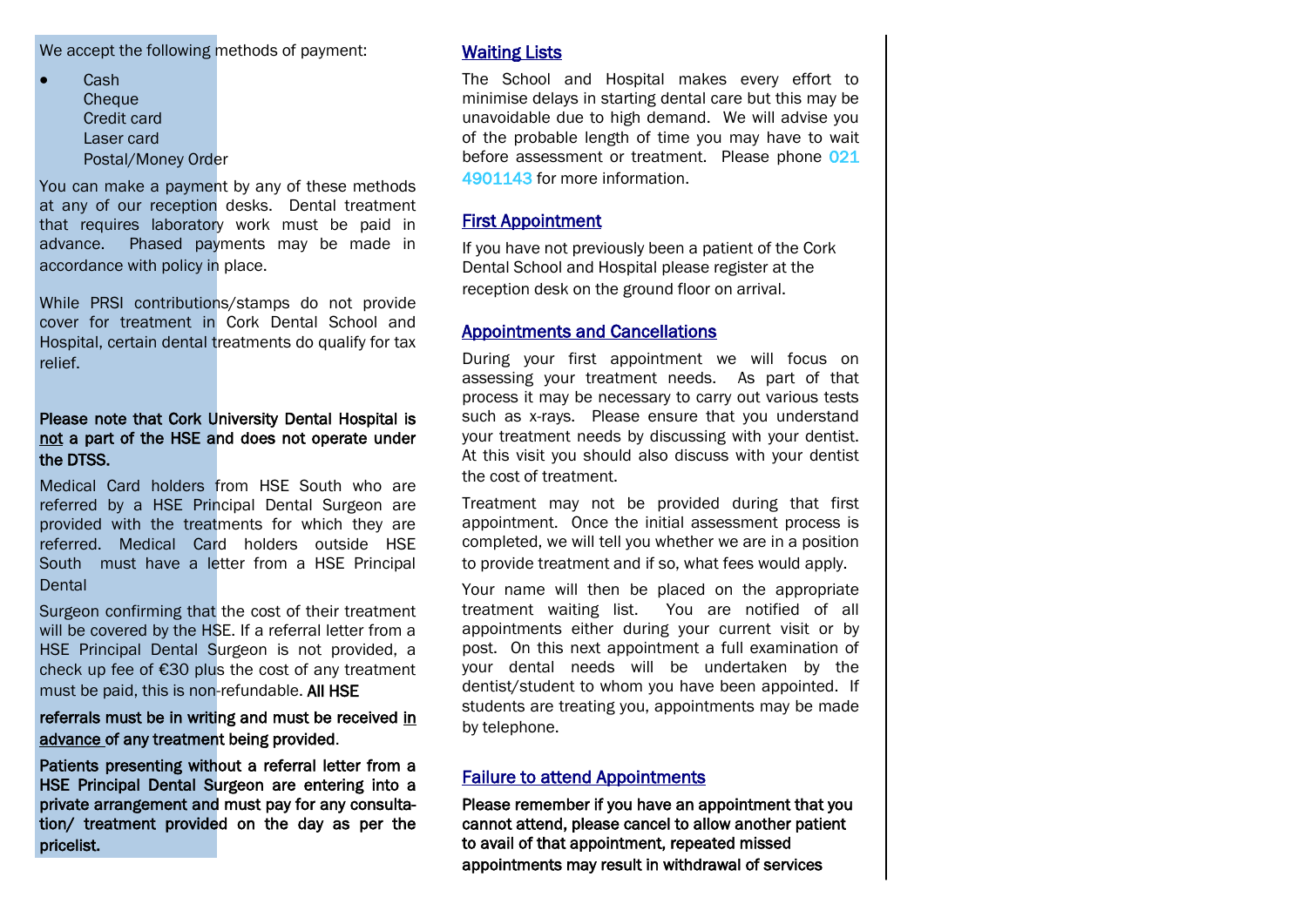We accept the following methods of payment:

- Cash
  Cheque
  Credit card
  Laser card
  Postal/Money Order

You can make a payment by any of these methods at any of our reception desks. Dental treatment that requires laboratory work must be paid in advance. Phased payments may be made in accordance with policy in place.

While PRSI contributions/stamps do not provide cover for treatment in Cork Dental School and Hospital, certain dental treatments do qualify for tax relief.

**Please note that Cork University Dental Hospital is <u>not</u> a part of the HSE and does not operate under the DTSS.**

Medical Card holders from HSE South who are referred by a HSE Principal Dental Surgeon are provided with the treatments for which they are referred. Medical Card holders outside HSE South must have a letter from a HSE Principal Dental

Surgeon confirming that the cost of their treatment will be covered by the HSE. If a referral letter from a HSE Principal Dental Surgeon is not provided, a check up fee of €30 plus the cost of any treatment must be paid, this is non-refundable. **All HSE**

**referrals must be in writing and must be received <u>in advance</u> of any treatment being provided**.

**Patients presenting without a referral letter from a HSE Principal Dental Surgeon are entering into a private arrangement and must pay for any consultation/ treatment provided on the day as per the pricelist.**

## Waiting Lists

The School and Hospital makes every effort to minimise delays in starting dental care but this may be unavoidable due to high demand. We will advise you of the probable length of time you may have to wait before assessment or treatment. Please phone **021 4901143** for more information.

## First Appointment

If you have not previously been a patient of the Cork Dental School and Hospital please register at the reception desk on the ground floor on arrival.

## Appointments and Cancellations

During your first appointment we will focus on assessing your treatment needs. As part of that process it may be necessary to carry out various tests such as x-rays. Please ensure that you understand your treatment needs by discussing with your dentist. At this visit you should also discuss with your dentist the cost of treatment.

Treatment may not be provided during that first appointment. Once the initial assessment process is completed, we will tell you whether we are in a position to provide treatment and if so, what fees would apply.

Your name will then be placed on the appropriate treatment waiting list. You are notified of all appointments either during your current visit or by post. On this next appointment a full examination of your dental needs will be undertaken by the dentist/student to whom you have been appointed. If students are treating you, appointments may be made by telephone.

## Failure to attend Appointments

**Please remember if you have an appointment that you cannot attend, please cancel to allow another patient to avail of that appointment, repeated missed appointments may result in withdrawal of services**